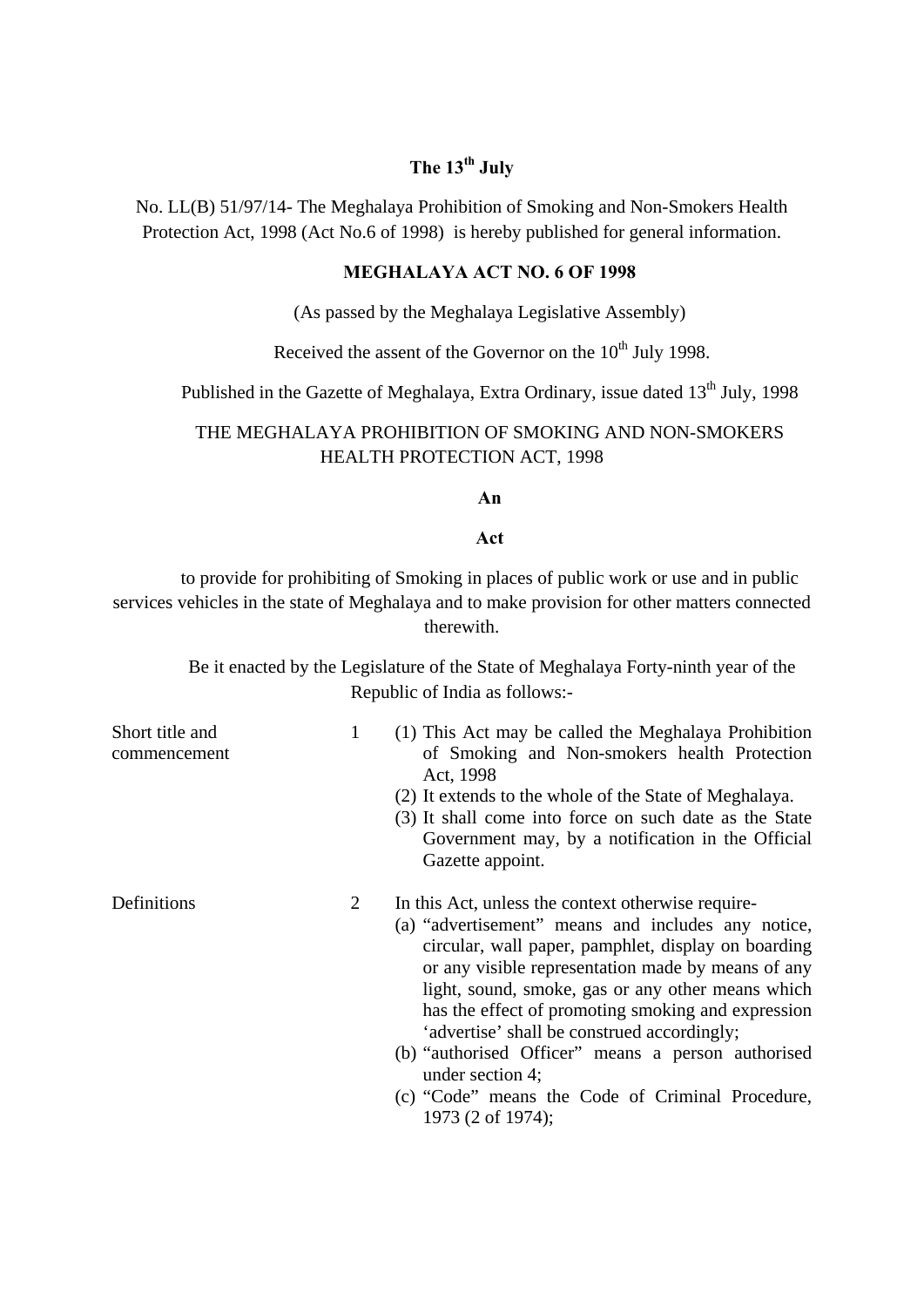**The 13th July**

No. LL(B) 51/97/14- The Meghalaya Prohibition of Smoking and Non-Smokers Health Protection Act, 1998 (Act No.6 of 1998) is hereby published for general information.

**MEGHALAYA ACT NO. 6 OF 1998**

(As passed by the Meghalaya Legislative Assembly)

Received the assent of the Governor on the 10th July 1998.

Published in the Gazette of Meghalaya, Extra Ordinary, issue dated 13th July, 1998

THE MEGHALAYA PROHIBITION OF SMOKING AND NON-SMOKERS HEALTH PROTECTION ACT, 1998

**An**

**Act**

to provide for prohibiting of Smoking in places of public work or use and in public services vehicles in the state of Meghalaya and to make provision for other matters connected therewith.

Be it enacted by the Legislature of the State of Meghalaya Forty-ninth year of the Republic of India as follows:-

Short title and commencement

1 (1) This Act may be called the Meghalaya Prohibition of Smoking and Non-smokers health Protection Act, 1998

(2) It extends to the whole of the State of Meghalaya.

(3) It shall come into force on such date as the State Government may, by a notification in the Official Gazette appoint.

Definitions

2 In this Act, unless the context otherwise require-

(a) "advertisement" means and includes any notice, circular, wall paper, pamphlet, display on boarding or any visible representation made by means of any light, sound, smoke, gas or any other means which has the effect of promoting smoking and expression 'advertise' shall be construed accordingly;

(b) "authorised Officer" means a person authorised under section 4;

(c) "Code" means the Code of Criminal Procedure, 1973 (2 of 1974);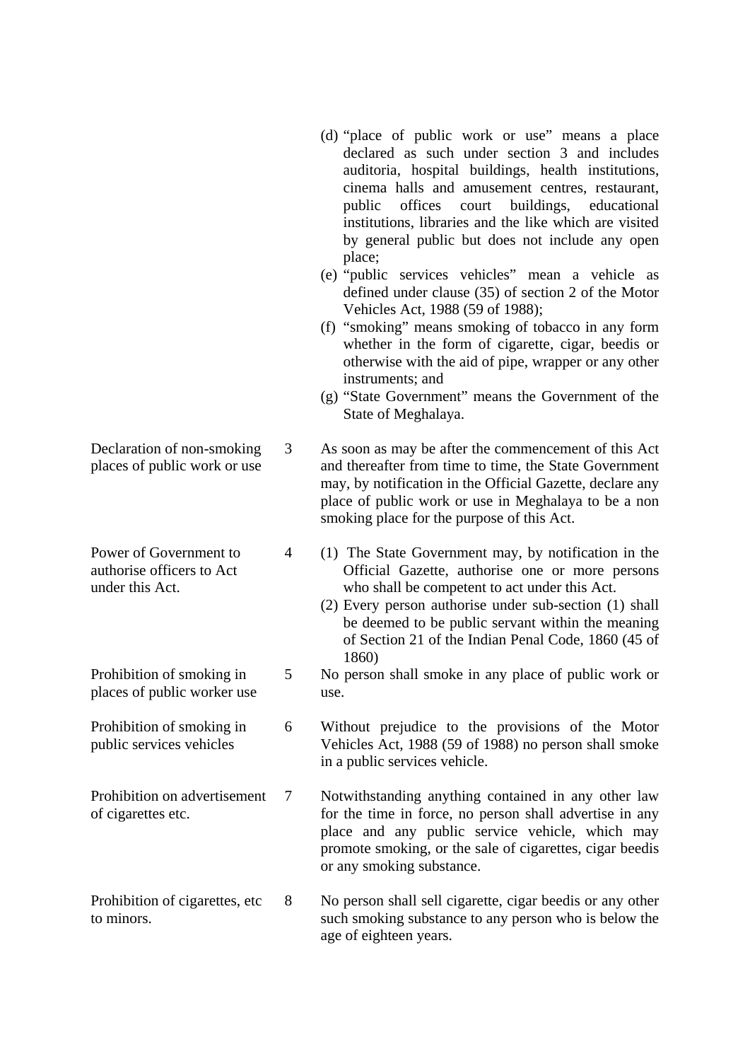(d) "place of public work or use" means a place declared as such under section 3 and includes auditoria, hospital buildings, health institutions, cinema halls and amusement centres, restaurant, public offices court buildings, educational institutions, libraries and the like which are visited by general public but does not include any open place;

(e) "public services vehicles" mean a vehicle as defined under clause (35) of section 2 of the Motor Vehicles Act, 1988 (59 of 1988);

(f) "smoking" means smoking of tobacco in any form whether in the form of cigarette, cigar, beedis or otherwise with the aid of pipe, wrapper or any other instruments; and

(g) "State Government" means the Government of the State of Meghalaya.

**Declaration of non-smoking places of public work or use**

3 As soon as may be after the commencement of this Act and thereafter from time to time, the State Government may, by notification in the Official Gazette, declare any place of public work or use in Meghalaya to be a non smoking place for the purpose of this Act.

**Power of Government to authorise officers to Act under this Act.**

4 (1) The State Government may, by notification in the Official Gazette, authorise one or more persons who shall be competent to act under this Act.

(2) Every person authorise under sub-section (1) shall be deemed to be public servant within the meaning of Section 21 of the Indian Penal Code, 1860 (45 of 1860)

**Prohibition of smoking in places of public worker use**

5 No person shall smoke in any place of public work or use.

**Prohibition of smoking in public services vehicles**

6 Without prejudice to the provisions of the Motor Vehicles Act, 1988 (59 of 1988) no person shall smoke in a public services vehicle.

**Prohibition on advertisement of cigarettes etc.**

7 Notwithstanding anything contained in any other law for the time in force, no person shall advertise in any place and any public service vehicle, which may promote smoking, or the sale of cigarettes, cigar beedis or any smoking substance.

**Prohibition of cigarettes, etc to minors.**

8 No person shall sell cigarette, cigar beedis or any other such smoking substance to any person who is below the age of eighteen years.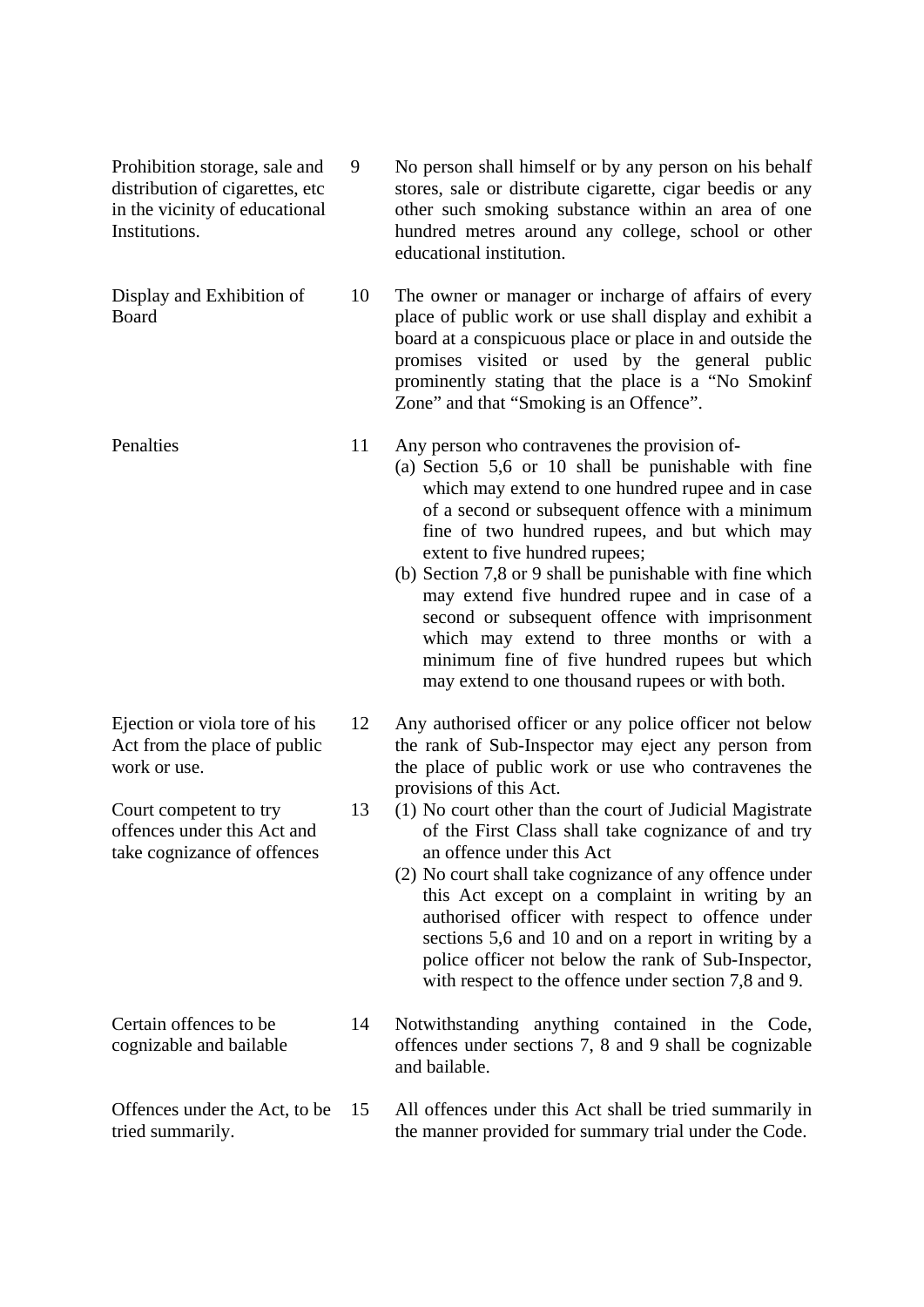**Prohibition storage, sale and distribution of cigarettes, etc in the vicinity of educational Institutions.**

9 No person shall himself or by any person on his behalf stores, sale or distribute cigarette, cigar beedis or any other such smoking substance within an area of one hundred metres around any college, school or other educational institution.

**Display and Exhibition of Board**

10 The owner or manager or incharge of affairs of every place of public work or use shall display and exhibit a board at a conspicuous place or place in and outside the promises visited or used by the general public prominently stating that the place is a "No Smokinf Zone" and that "Smoking is an Offence".

**Penalties**

11 Any person who contravenes the provision of-

(a) Section 5,6 or 10 shall be punishable with fine which may extend to one hundred rupee and in case of a second or subsequent offence with a minimum fine of two hundred rupees, and but which may extent to five hundred rupees;

(b) Section 7,8 or 9 shall be punishable with fine which may extend five hundred rupee and in case of a second or subsequent offence with imprisonment which may extend to three months or with a minimum fine of five hundred rupees but which may extend to one thousand rupees or with both.

**Ejection or viola tore of his Act from the place of public work or use.**

12 Any authorised officer or any police officer not below the rank of Sub-Inspector may eject any person from the place of public work or use who contravenes the provisions of this Act.

**Court competent to try offences under this Act and take cognizance of offences**

13 (1) No court other than the court of Judicial Magistrate of the First Class shall take cognizance of and try an offence under this Act

(2) No court shall take cognizance of any offence under this Act except on a complaint in writing by an authorised officer with respect to offence under sections 5,6 and 10 and on a report in writing by a police officer not below the rank of Sub-Inspector, with respect to the offence under section 7,8 and 9.

**Certain offences to be cognizable and bailable**

14 Notwithstanding anything contained in the Code, offences under sections 7, 8 and 9 shall be cognizable and bailable.

**Offences under the Act, to be tried summarily.**

15 All offences under this Act shall be tried summarily in the manner provided for summary trial under the Code.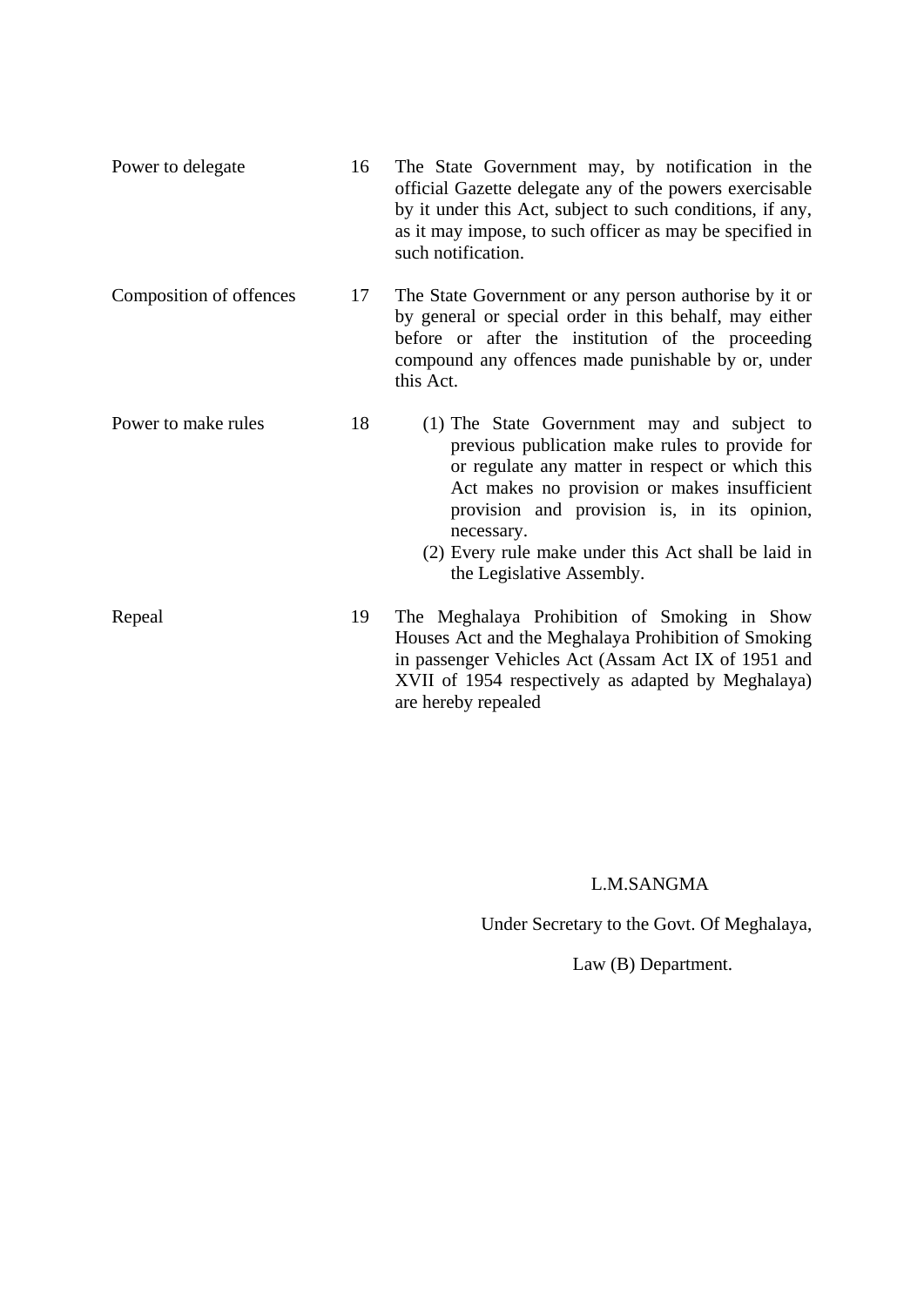| | | |
|---|---|---|
| Power to delegate | 16 | The State Government may, by notification in the official Gazette delegate any of the powers exercisable by it under this Act, subject to such conditions, if any, as it may impose, to such officer as may be specified in such notification. |
| Composition of offences | 17 | The State Government or any person authorise by it or by general or special order in this behalf, may either before or after the institution of the proceeding compound any offences made punishable by or, under this Act. |
| Power to make rules | 18 | (1) The State Government may and subject to previous publication make rules to provide for or regulate any matter in respect or which this Act makes no provision or makes insufficient provision and provision is, in its opinion, necessary.<br>(2) Every rule make under this Act shall be laid in the Legislative Assembly. |
| Repeal | 19 | The Meghalaya Prohibition of Smoking in Show Houses Act and the Meghalaya Prohibition of Smoking in passenger Vehicles Act (Assam Act IX of 1951 and XVII of 1954 respectively as adapted by Meghalaya) are hereby repealed |

L.M.SANGMA

Under Secretary to the Govt. Of Meghalaya,

Law (B) Department.